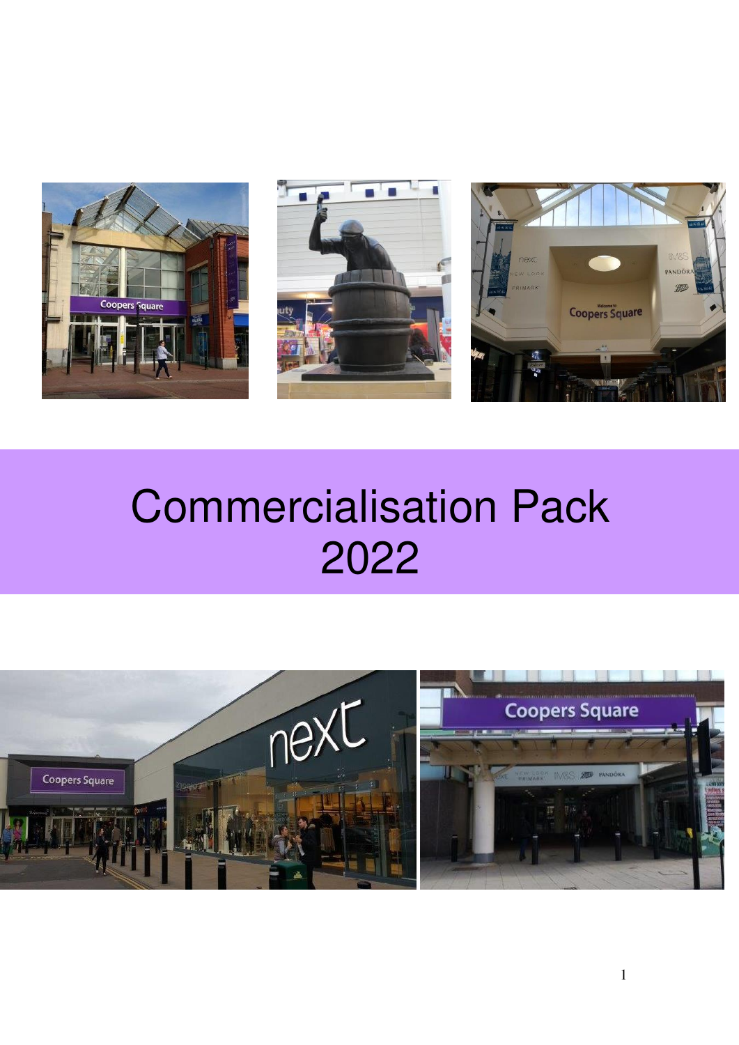# Commercialisation Pack 2022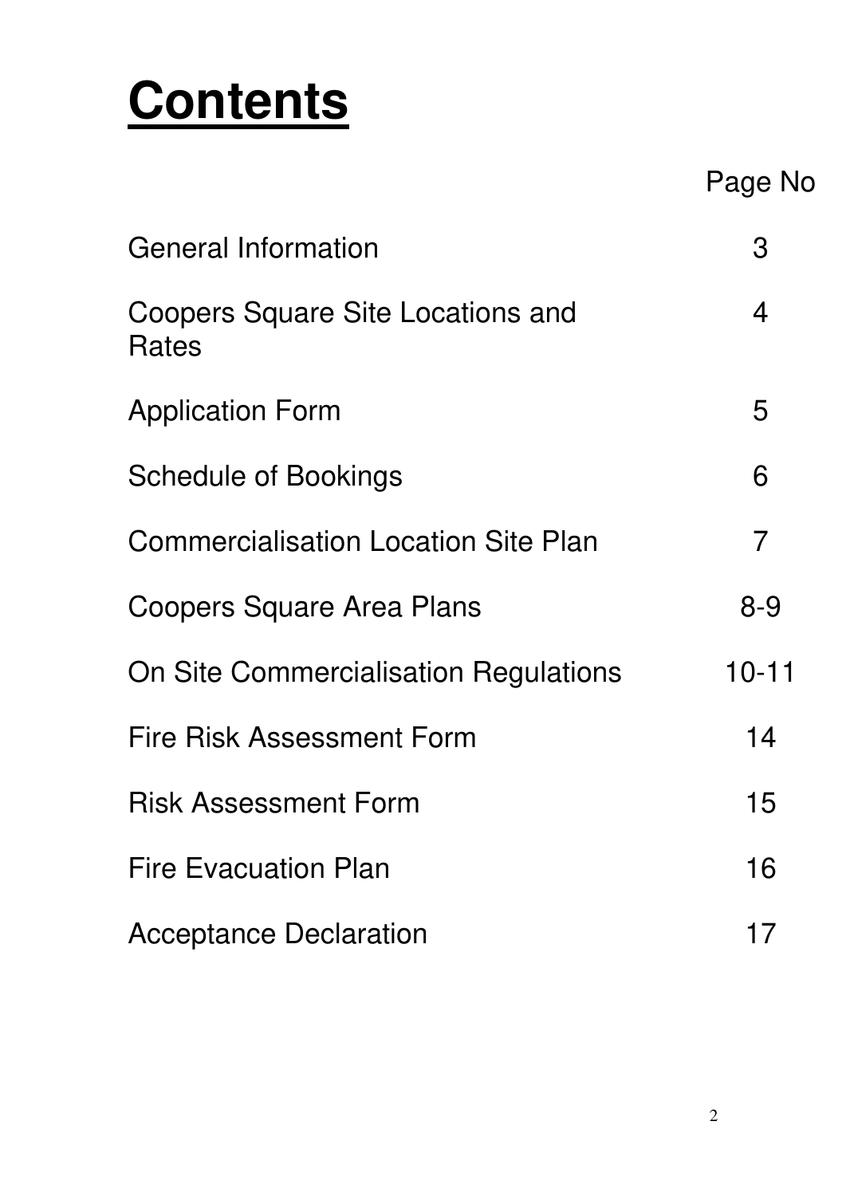# Contents

| | Page No |
|---|---|
| General Information | 3 |
| Coopers Square Site Locations and Rates | 4 |
| Application Form | 5 |
| Schedule of Bookings | 6 |
| Commercialisation Location Site Plan | 7 |
| Coopers Square Area Plans | 8-9 |
| On Site Commercialisation Regulations | 10-11 |
| Fire Risk Assessment Form | 14 |
| Risk Assessment Form | 15 |
| Fire Evacuation Plan | 16 |
| Acceptance Declaration | 17 |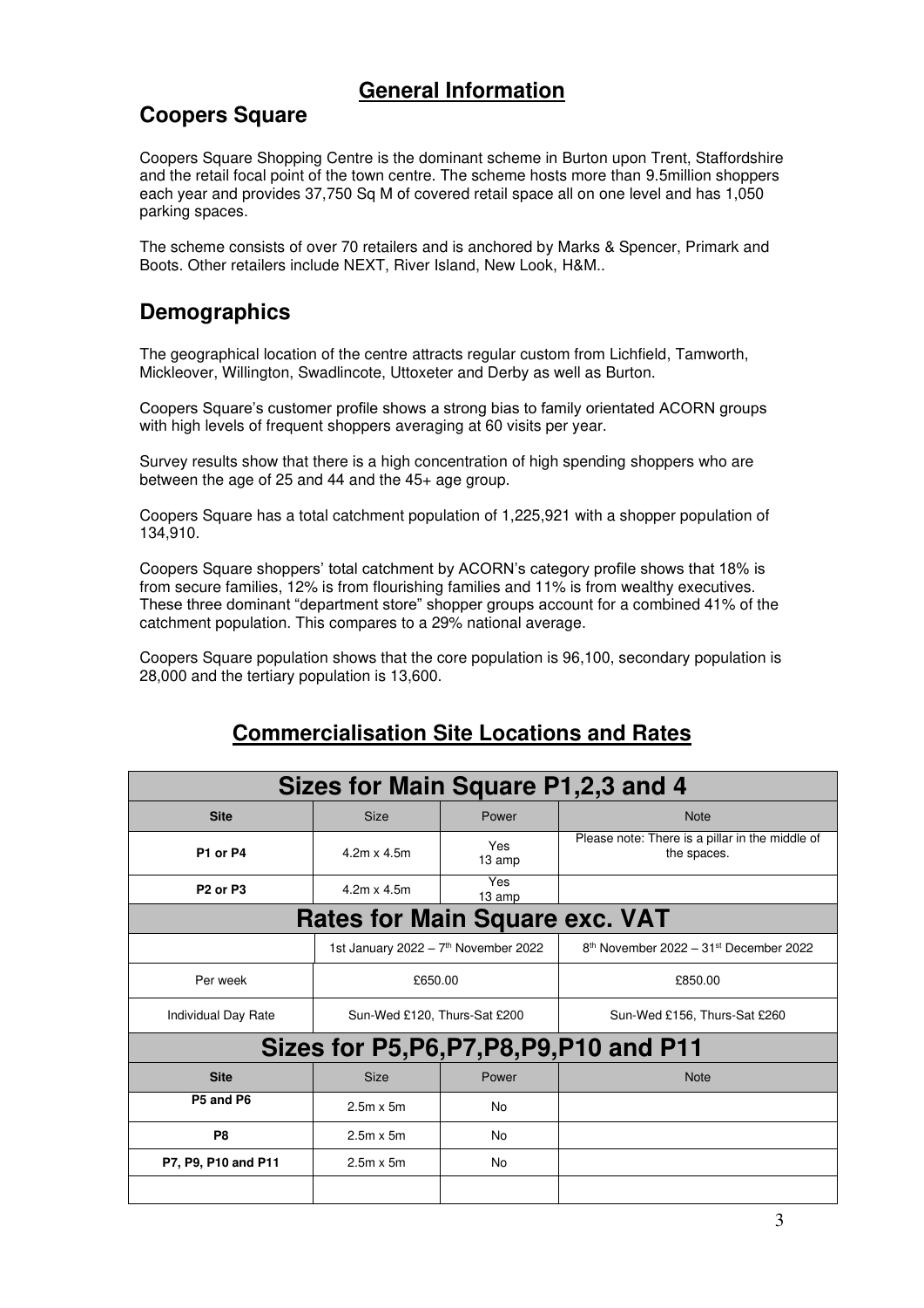## General Information

## Coopers Square

Coopers Square Shopping Centre is the dominant scheme in Burton upon Trent, Staffordshire and the retail focal point of the town centre. The scheme hosts more than 9.5million shoppers each year and provides 37,750 Sq M of covered retail space all on one level and has 1,050 parking spaces.

The scheme consists of over 70 retailers and is anchored by Marks & Spencer, Primark and Boots. Other retailers include NEXT, River Island, New Look, H&M..

## Demographics

The geographical location of the centre attracts regular custom from Lichfield, Tamworth, Mickleover, Willington, Swadlincote, Uttoxeter and Derby as well as Burton.

Coopers Square's customer profile shows a strong bias to family orientated ACORN groups with high levels of frequent shoppers averaging at 60 visits per year.

Survey results show that there is a high concentration of high spending shoppers who are between the age of 25 and 44 and the 45+ age group.

Coopers Square has a total catchment population of 1,225,921 with a shopper population of 134,910.

Coopers Square shoppers' total catchment by ACORN's category profile shows that 18% is from secure families, 12% is from flourishing families and 11% is from wealthy executives. These three dominant "department store" shopper groups account for a combined 41% of the catchment population. This compares to a 29% national average.

Coopers Square population shows that the core population is 96,100, secondary population is 28,000 and the tertiary population is 13,600.

## Commercialisation Site Locations and Rates

| Sizes for Main Square P1,2,3 and 4 | | | |
|---|---|---|---|
| **Site** | Size | Power | Note |
| **P1 or P4** | 4.2m x 4.5m | Yes 13 amp | Please note: There is a pillar in the middle of the spaces. |
| **P2 or P3** | 4.2m x 4.5m | Yes 13 amp | |
| **Rates for Main Square exc. VAT** | | | |
| | 1st January 2022 – 7th November 2022 | | 8th November 2022 – 31st December 2022 |
| Per week | £650.00 | | £850.00 |
| Individual Day Rate | Sun-Wed £120, Thurs-Sat £200 | | Sun-Wed £156, Thurs-Sat £260 |
| **Sizes for P5,P6,P7,P8,P9,P10 and P11** | | | |
| **Site** | Size | Power | Note |
| **P5 and P6** | 2.5m x 5m | No | |
| **P8** | 2.5m x 5m | No | |
| **P7, P9, P10 and P11** | 2.5m x 5m | No | |
| | | | |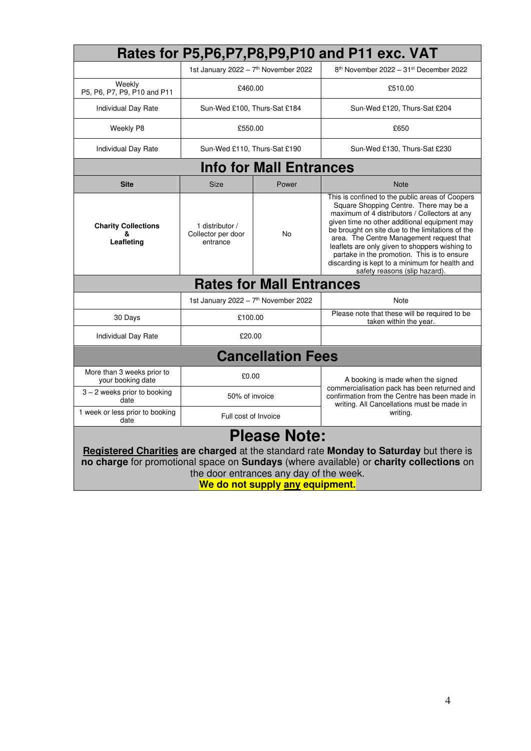## Rates for P5,P6,P7,P8,P9,P10 and P11 exc. VAT

| | 1st January 2022 – 7th November 2022 | 8th November 2022 – 31st December 2022 |
|---|---|---|
| Weekly P5, P6, P7, P9, P10 and P11 | £460.00 | £510.00 |
| Individual Day Rate | Sun-Wed £100, Thurs-Sat £184 | Sun-Wed £120, Thurs-Sat £204 |
| Weekly P8 | £550.00 | £650 |
| Individual Day Rate | Sun-Wed £110, Thurs-Sat £190 | Sun-Wed £130, Thurs-Sat £230 |

## Info for Mall Entrances

| Site | Size | Power | Note |
|---|---|---|---|
| **Charity Collections & Leafleting** | 1 distributor / Collector per door entrance | No | This is confined to the public areas of Coopers Square Shopping Centre. There may be a maximum of 4 distributors / Collectors at any given time no other additional equipment may be brought on site due to the limitations of the area. The Centre Management request that leaflets are only given to shoppers wishing to partake in the promotion. This is to ensure discarding is kept to a minimum for health and safety reasons (slip hazard). |

## Rates for Mall Entrances

| | 1st January 2022 – 7th November 2022 | Note |
|---|---|---|
| 30 Days | £100.00 | Please note that these will be required to be taken within the year. |
| Individual Day Rate | £20.00 | |

## Cancellation Fees

| | | |
|---|---|---|
| More than 3 weeks prior to your booking date | £0.00 | A booking is made when the signed commercialisation pack has been returned and confirmation from the Centre has been made in writing. All Cancellations must be made in writing. |
| 3 – 2 weeks prior to booking date | 50% of invoice | |
| 1 week or less prior to booking date | Full cost of Invoice | |

## Please Note:

**Registered Charities are charged** at the standard rate **Monday to Saturday** but there is **no charge** for promotional space on **Sundays** (where available) or **charity collections** on the door entrances any day of the week.

**We do not supply any equipment.**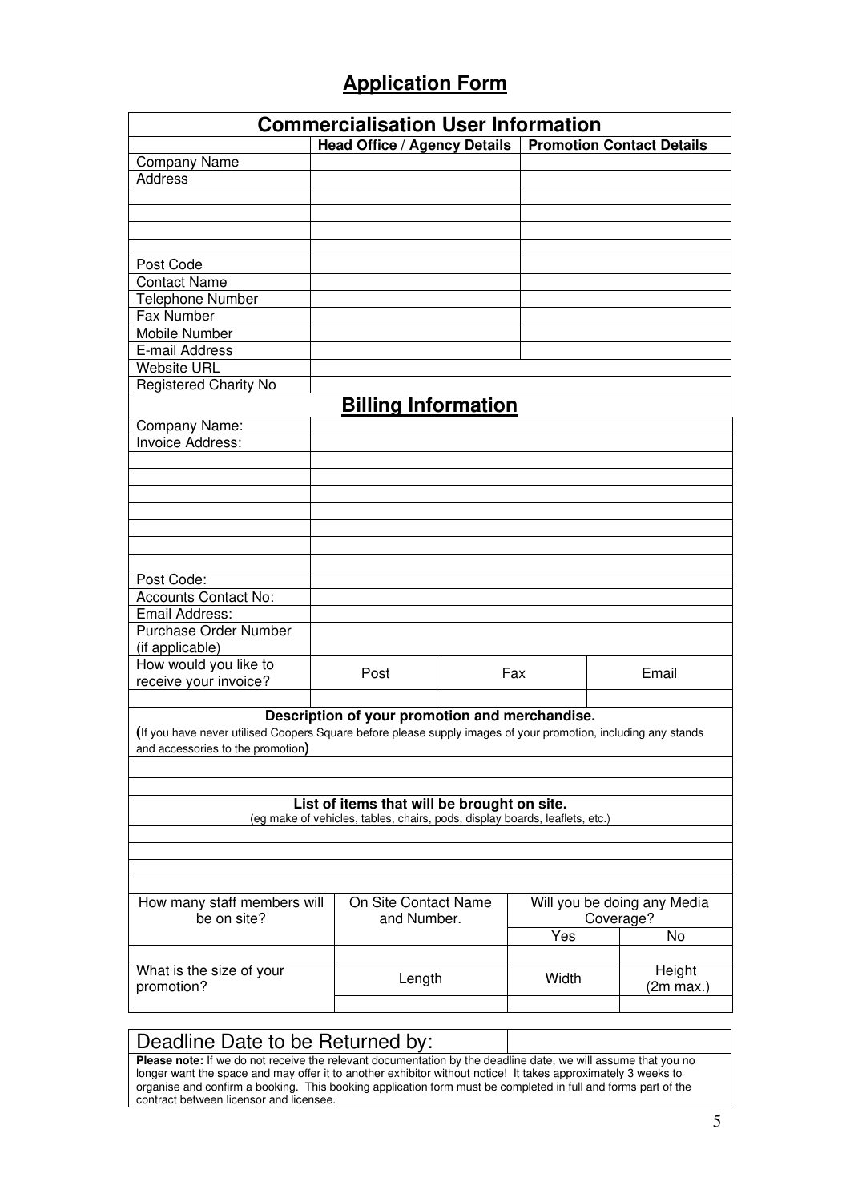## Application Form

| Commercialisation User Information | | |
|---|---|---|
| | **Head Office / Agency Details** | **Promotion Contact Details** |
| Company Name | | |
| Address | | |
| | | |
| | | |
| | | |
| | | |
| Post Code | | |
| Contact Name | | |
| Telephone Number | | |
| Fax Number | | |
| Mobile Number | | |
| E-mail Address | | |
| Website URL | | |
| Registered Charity No | | |

**Billing Information**

| | | | |
|---|---|---|---|
| Company Name: | | | |
| Invoice Address: | | | |
| | | | |
| | | | |
| | | | |
| | | | |
| | | | |
| | | | |
| | | | |
| Post Code: | | | |
| Accounts Contact No: | | | |
| Email Address: | | | |
| Purchase Order Number (if applicable) | | | |
| How would you like to receive your invoice? | Post | Fax | Email |
| | | | |

| **Description of your promotion and merchandise.** (If you have never utilised Coopers Square before please supply images of your promotion, including any stands and accessories to the promotion) |
|---|
| |
| |

| **List of items that will be brought on site.** (eg make of vehicles, tables, chairs, pods, display boards, leaflets, etc.) |
|---|
| |
| |
| |
| |

| How many staff members will be on site? | On Site Contact Name and Number. | Will you be doing any Media Coverage? | |
|---|---|---|---|
| | | Yes | No |
| | | | |
| What is the size of your promotion? | Length | Width | Height (2m max.) |
| | | | |

| Deadline Date to be Returned by: | |
|---|---|

**Please note:** If we do not receive the relevant documentation by the deadline date, we will assume that you no longer want the space and may offer it to another exhibitor without notice! It takes approximately 3 weeks to organise and confirm a booking. This booking application form must be completed in full and forms part of the contract between licensor and licensee.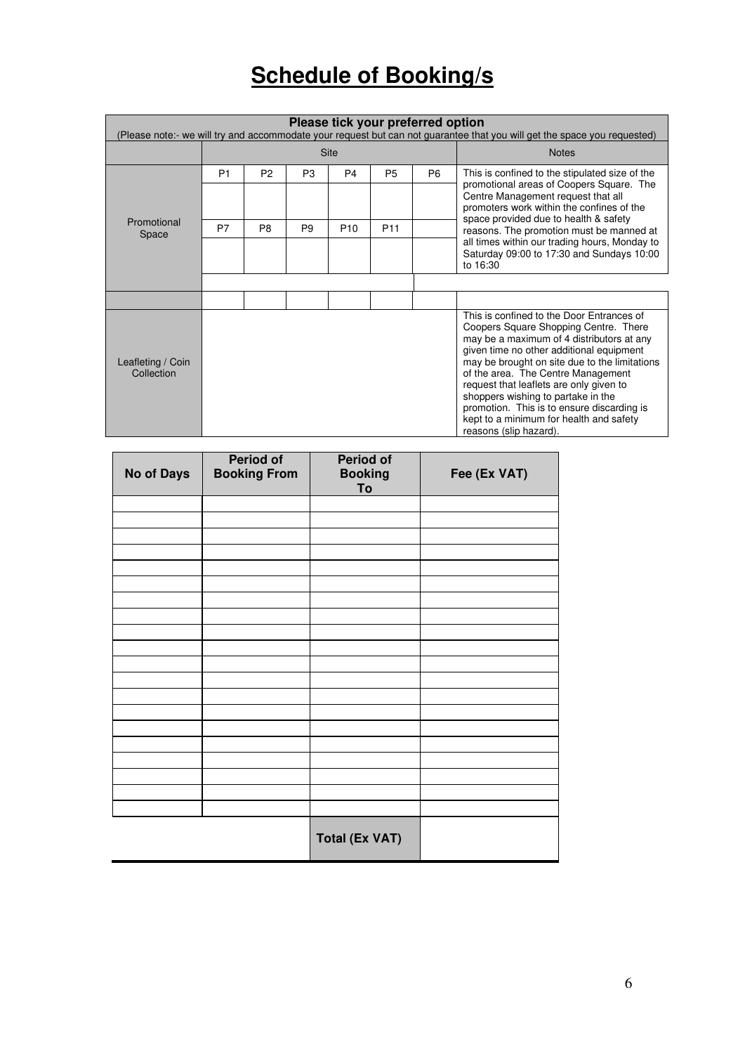# Schedule of Booking/s

| **Please tick your preferred option** (Please note:- we will try and accommodate your request but can not guarantee that you will get the space you requested) | | | | | | | |
|---|---|---|---|---|---|---|---|
| | Site | | | | | | Notes |
| Promotional Space | P1 | P2 | P3 | P4 | P5 | P6 | This is confined to the stipulated size of the promotional areas of Coopers Square. The Centre Management request that all promoters work within the confines of the space provided due to health & safety reasons. The promotion must be manned at all times within our trading hours, Monday to Saturday 09:00 to 17:30 and Sundays 10:00 to 16:30 |
| | | | | | | | |
| | P7 | P8 | P9 | P10 | P11 | | |
| | | | | | | | |
| | | | | | | | |
| | | | | | | | |
| Leafleting / Coin Collection | | | | | | | This is confined to the Door Entrances of Coopers Square Shopping Centre. There may be a maximum of 4 distributors at any given time no other additional equipment may be brought on site due to the limitations of the area. The Centre Management request that leaflets are only given to shoppers wishing to partake in the promotion. This is to ensure discarding is kept to a minimum for health and safety reasons (slip hazard). |

| No of Days | Period of Booking From | Period of Booking To | Fee (Ex VAT) |
|---|---|---|---|
| | | | |
| | | | |
| | | | |
| | | | |
| | | | |
| | | | |
| | | | |
| | | | |
| | | | |
| | | | |
| | | | |
| | | | |
| | | | |
| | | | |
| | | | |
| | | | |
| | | | |
| | | | |
| | | | |
| | | | |
| | | **Total (Ex VAT)** | |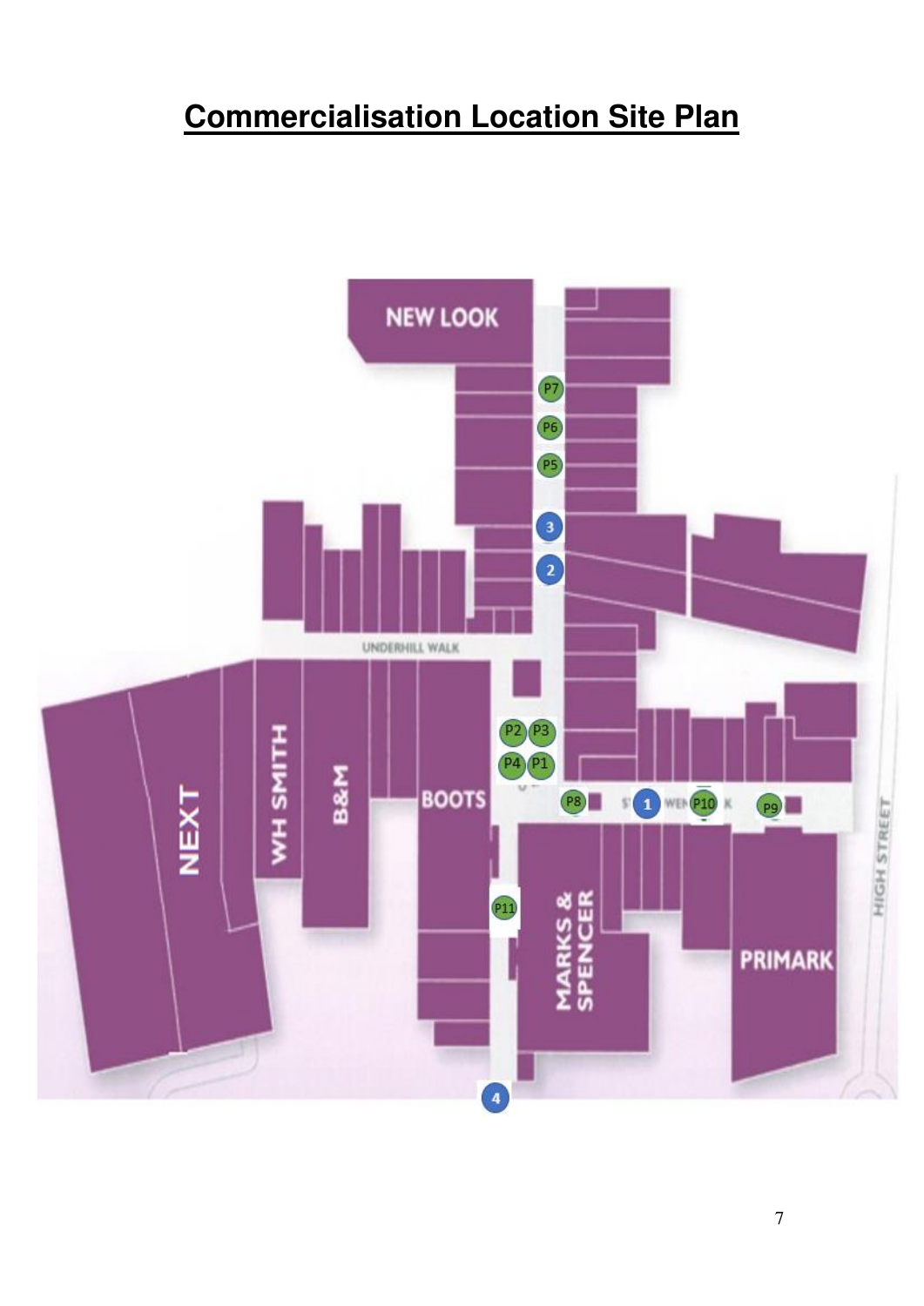# Commercialisation Location Site Plan

NEW LOOK

UNDERHILL WALK

NEXT

WH SMITH

B&M

BOOTS

MARKS & SPENCER

PRIMARK

HIGH STREET

P1 P2 P3 P4 P5 P6 P7 P8 P9 P10 P11

1 2 3 4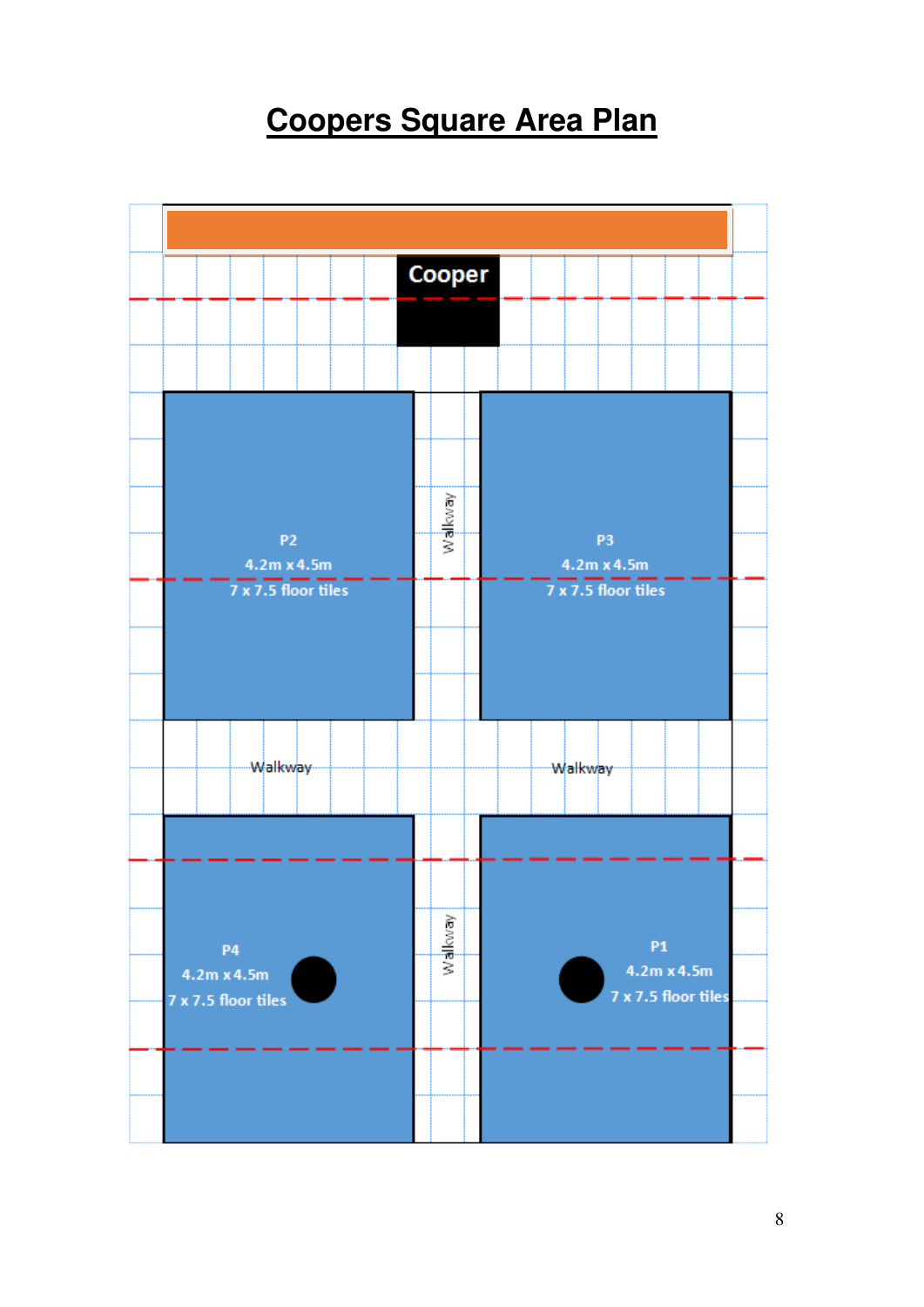# Coopers Square Area Plan

Cooper

P2
4.2m x 4.5m
7 x 7.5 floor tiles

Walkway

P3
4.2m x 4.5m
7 x 7.5 floor tiles

Walkway

Walkway

P4
4.2m x 4.5m
7 x 7.5 floor tiles

Walkway

P1
4.2m x 4.5m
7 x 7.5 floor tiles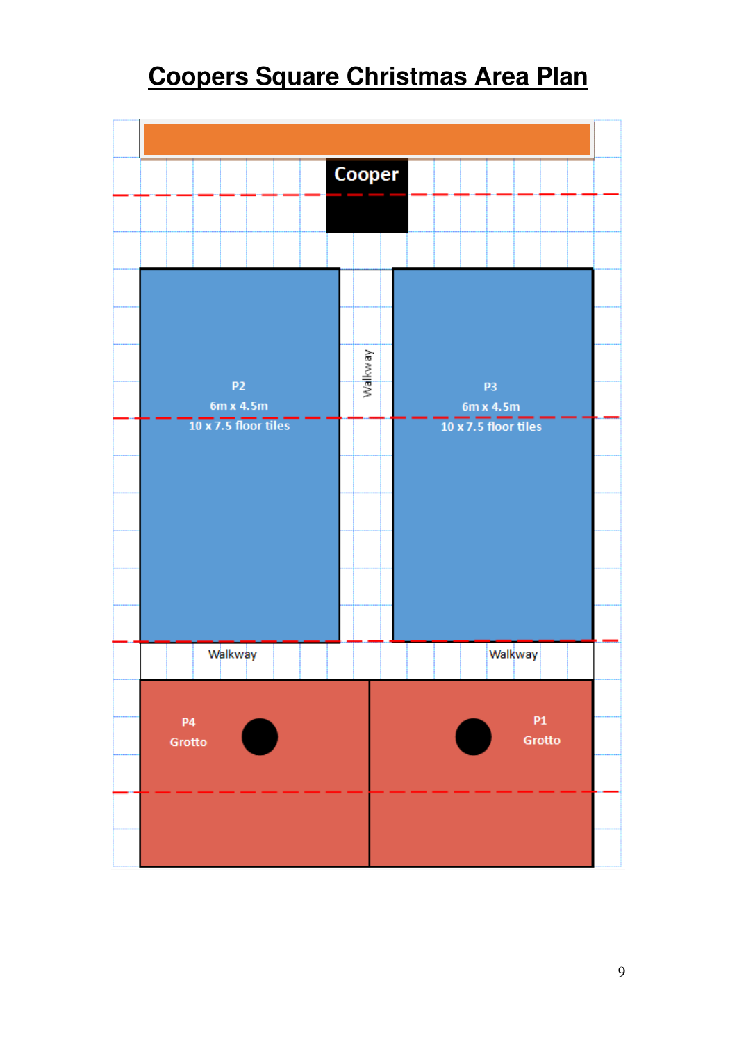# Coopers Square Christmas Area Plan

Cooper

P2
6m x 4.5m
10 x 7.5 floor tiles

Walkway

P3
6m x 4.5m
10 x 7.5 floor tiles

Walkway

Walkway

P4
Grotto

P1
Grotto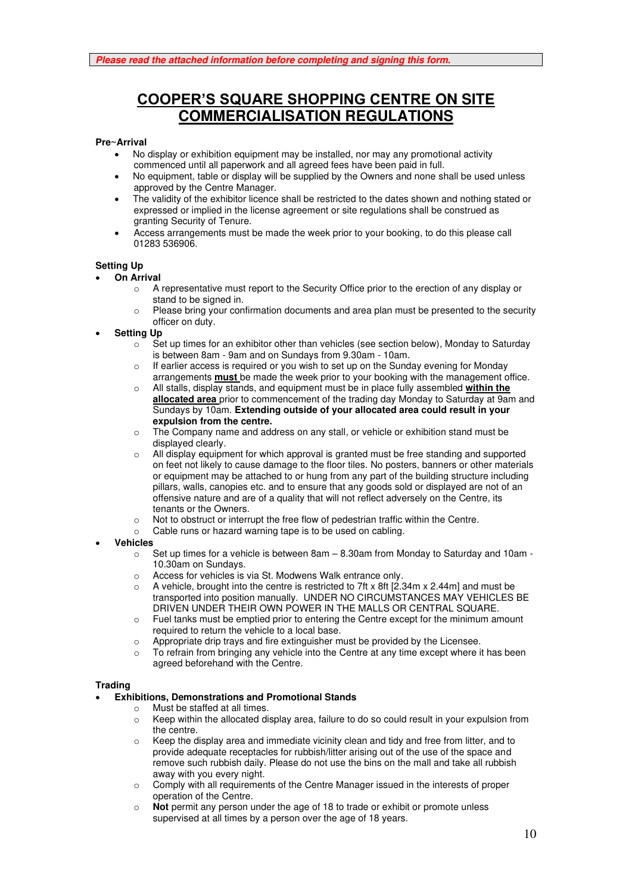***Please read the attached information before completing and signing this form.***

# COOPER'S SQUARE SHOPPING CENTRE ON SITE COMMERCIALISATION REGULATIONS

**Pre~Arrival**

- No display or exhibition equipment may be installed, nor may any promotional activity commenced until all paperwork and all agreed fees have been paid in full.
- No equipment, table or display will be supplied by the Owners and none shall be used unless approved by the Centre Manager.
- The validity of the exhibitor licence shall be restricted to the dates shown and nothing stated or expressed or implied in the license agreement or site regulations shall be construed as granting Security of Tenure.
- Access arrangements must be made the week prior to your booking, to do this please call 01283 536906.

**Setting Up**

- **On Arrival**
  - A representative must report to the Security Office prior to the erection of any display or stand to be signed in.
  - Please bring your confirmation documents and area plan must be presented to the security officer on duty.
- **Setting Up**
  - Set up times for an exhibitor other than vehicles (see section below), Monday to Saturday is between 8am - 9am and on Sundays from 9.30am - 10am.
  - If earlier access is required or you wish to set up on the Sunday evening for Monday arrangements **must** be made the week prior to your booking with the management office.
  - All stalls, display stands, and equipment must be in place fully assembled **within the allocated area** prior to commencement of the trading day Monday to Saturday at 9am and Sundays by 10am. **Extending outside of your allocated area could result in your expulsion from the centre.**
  - The Company name and address on any stall, or vehicle or exhibition stand must be displayed clearly.
  - All display equipment for which approval is granted must be free standing and supported on feet not likely to cause damage to the floor tiles. No posters, banners or other materials or equipment may be attached to or hung from any part of the building structure including pillars, walls, canopies etc. and to ensure that any goods sold or displayed are not of an offensive nature and are of a quality that will not reflect adversely on the Centre, its tenants or the Owners.
  - Not to obstruct or interrupt the free flow of pedestrian traffic within the Centre.
  - Cable runs or hazard warning tape is to be used on cabling.
- **Vehicles**
  - Set up times for a vehicle is between 8am – 8.30am from Monday to Saturday and 10am - 10.30am on Sundays.
  - Access for vehicles is via St. Modwens Walk entrance only.
  - A vehicle, brought into the centre is restricted to 7ft x 8ft [2.34m x 2.44m] and must be transported into position manually. UNDER NO CIRCUMSTANCES MAY VEHICLES BE DRIVEN UNDER THEIR OWN POWER IN THE MALLS OR CENTRAL SQUARE.
  - Fuel tanks must be emptied prior to entering the Centre except for the minimum amount required to return the vehicle to a local base.
  - Appropriate drip trays and fire extinguisher must be provided by the Licensee.
  - To refrain from bringing any vehicle into the Centre at any time except where it has been agreed beforehand with the Centre.

**Trading**

- **Exhibitions, Demonstrations and Promotional Stands**
  - Must be staffed at all times.
  - Keep within the allocated display area, failure to do so could result in your expulsion from the centre.
  - Keep the display area and immediate vicinity clean and tidy and free from litter, and to provide adequate receptacles for rubbish/litter arising out of the use of the space and remove such rubbish daily. Please do not use the bins on the mall and take all rubbish away with you every night.
  - Comply with all requirements of the Centre Manager issued in the interests of proper operation of the Centre.
  - **Not** permit any person under the age of 18 to trade or exhibit or promote unless supervised at all times by a person over the age of 18 years.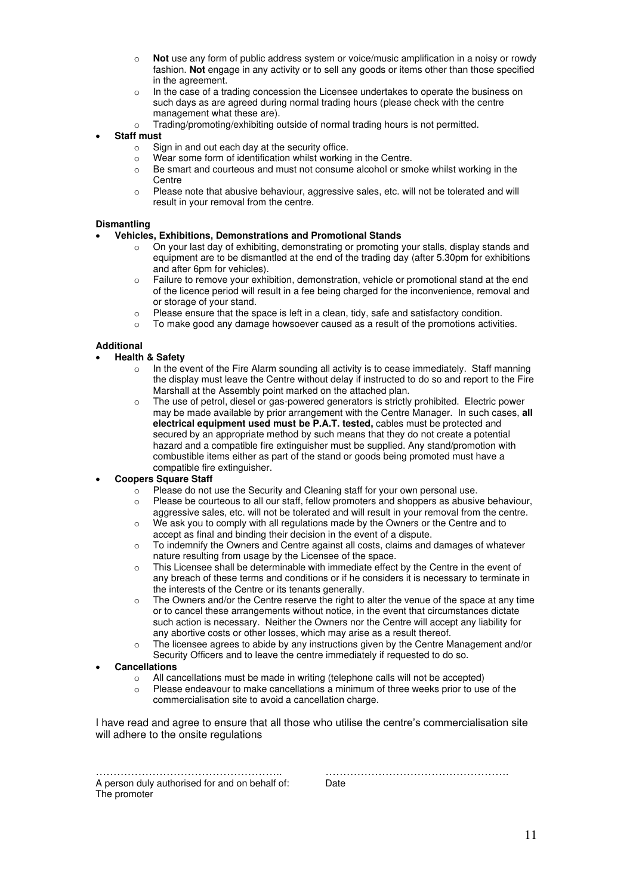- **Not** use any form of public address system or voice/music amplification in a noisy or rowdy fashion. **Not** engage in any activity or to sell any goods or items other than those specified in the agreement.
- In the case of a trading concession the Licensee undertakes to operate the business on such days as are agreed during normal trading hours (please check with the centre management what these are).
- Trading/promoting/exhibiting outside of normal trading hours is not permitted.

- **Staff must**
  - Sign in and out each day at the security office.
  - Wear some form of identification whilst working in the Centre.
  - Be smart and courteous and must not consume alcohol or smoke whilst working in the Centre
  - Please note that abusive behaviour, aggressive sales, etc. will not be tolerated and will result in your removal from the centre.

**Dismantling**

- **Vehicles, Exhibitions, Demonstrations and Promotional Stands**
  - On your last day of exhibiting, demonstrating or promoting your stalls, display stands and equipment are to be dismantled at the end of the trading day (after 5.30pm for exhibitions and after 6pm for vehicles).
  - Failure to remove your exhibition, demonstration, vehicle or promotional stand at the end of the licence period will result in a fee being charged for the inconvenience, removal and or storage of your stand.
  - Please ensure that the space is left in a clean, tidy, safe and satisfactory condition.
  - To make good any damage howsoever caused as a result of the promotions activities.

**Additional**

- **Health & Safety**
  - In the event of the Fire Alarm sounding all activity is to cease immediately. Staff manning the display must leave the Centre without delay if instructed to do so and report to the Fire Marshall at the Assembly point marked on the attached plan.
  - The use of petrol, diesel or gas-powered generators is strictly prohibited. Electric power may be made available by prior arrangement with the Centre Manager. In such cases, **all electrical equipment used must be P.A.T. tested,** cables must be protected and secured by an appropriate method by such means that they do not create a potential hazard and a compatible fire extinguisher must be supplied. Any stand/promotion with combustible items either as part of the stand or goods being promoted must have a compatible fire extinguisher.
- **Coopers Square Staff**
  - Please do not use the Security and Cleaning staff for your own personal use.
  - Please be courteous to all our staff, fellow promoters and shoppers as abusive behaviour, aggressive sales, etc. will not be tolerated and will result in your removal from the centre.
  - We ask you to comply with all regulations made by the Owners or the Centre and to accept as final and binding their decision in the event of a dispute.
  - To indemnify the Owners and Centre against all costs, claims and damages of whatever nature resulting from usage by the Licensee of the space.
  - This Licensee shall be determinable with immediate effect by the Centre in the event of any breach of these terms and conditions or if he considers it is necessary to terminate in the interests of the Centre or its tenants generally.
  - The Owners and/or the Centre reserve the right to alter the venue of the space at any time or to cancel these arrangements without notice, in the event that circumstances dictate such action is necessary. Neither the Owners nor the Centre will accept any liability for any abortive costs or other losses, which may arise as a result thereof.
  - The licensee agrees to abide by any instructions given by the Centre Management and/or Security Officers and to leave the centre immediately if requested to do so.
- **Cancellations**
  - All cancellations must be made in writing (telephone calls will not be accepted)
  - Please endeavour to make cancellations a minimum of three weeks prior to use of the commercialisation site to avoid a cancellation charge.

I have read and agree to ensure that all those who utilise the centre's commercialisation site will adhere to the onsite regulations

……………………………………………..
A person duly authorised for and on behalf of:
The promoter

…………………………………………….
Date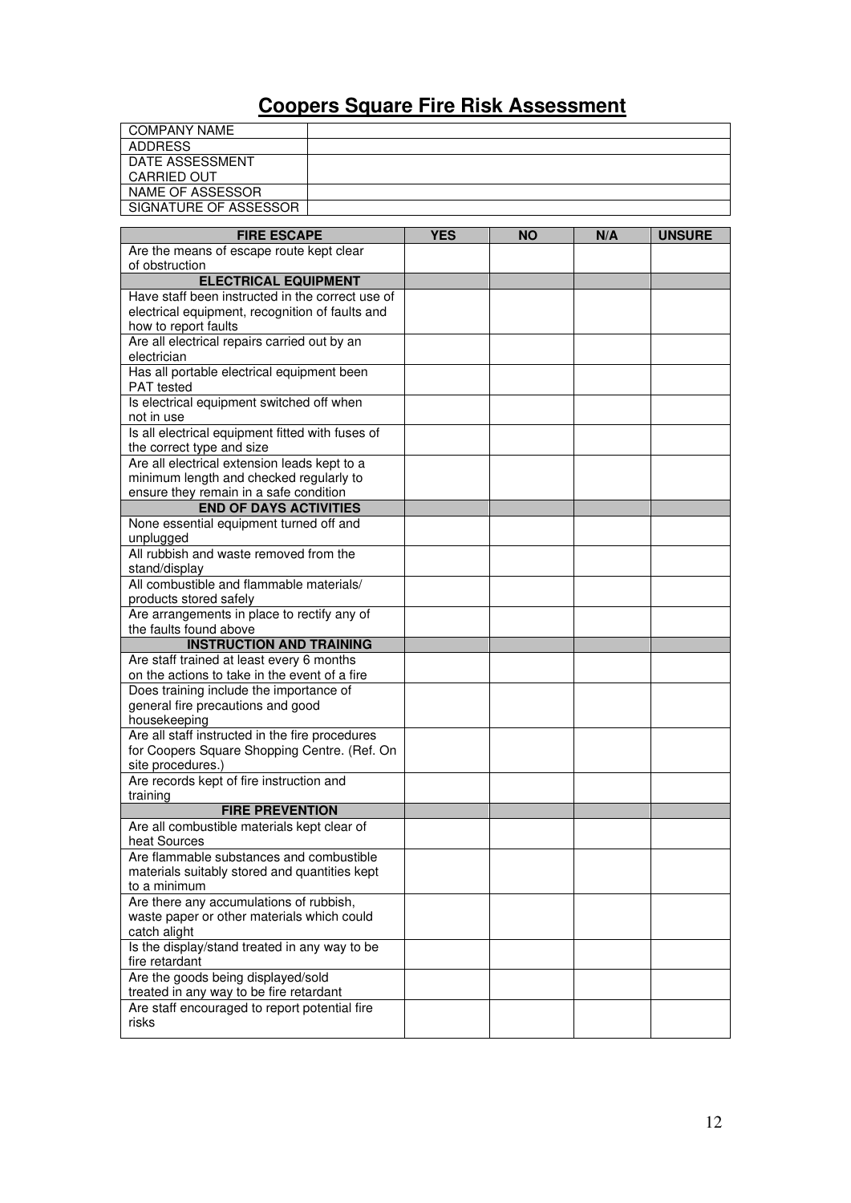# Coopers Square Fire Risk Assessment

| | |
|---|---|
| COMPANY NAME | |
| ADDRESS | |
| DATE ASSESSMENT CARRIED OUT | |
| NAME OF ASSESSOR | |
| SIGNATURE OF ASSESSOR | |

| FIRE ESCAPE | YES | NO | N/A | UNSURE |
|---|---|---|---|---|
| Are the means of escape route kept clear of obstruction | | | | |
| **ELECTRICAL EQUIPMENT** | | | | |
| Have staff been instructed in the correct use of electrical equipment, recognition of faults and how to report faults | | | | |
| Are all electrical repairs carried out by an electrician | | | | |
| Has all portable electrical equipment been PAT tested | | | | |
| Is electrical equipment switched off when not in use | | | | |
| Is all electrical equipment fitted with fuses of the correct type and size | | | | |
| Are all electrical extension leads kept to a minimum length and checked regularly to ensure they remain in a safe condition | | | | |
| **END OF DAYS ACTIVITIES** | | | | |
| None essential equipment turned off and unplugged | | | | |
| All rubbish and waste removed from the stand/display | | | | |
| All combustible and flammable materials/ products stored safely | | | | |
| Are arrangements in place to rectify any of the faults found above | | | | |
| **INSTRUCTION AND TRAINING** | | | | |
| Are staff trained at least every 6 months on the actions to take in the event of a fire | | | | |
| Does training include the importance of general fire precautions and good housekeeping | | | | |
| Are all staff instructed in the fire procedures for Coopers Square Shopping Centre. (Ref. On site procedures.) | | | | |
| Are records kept of fire instruction and training | | | | |
| **FIRE PREVENTION** | | | | |
| Are all combustible materials kept clear of heat Sources | | | | |
| Are flammable substances and combustible materials suitably stored and quantities kept to a minimum | | | | |
| Are there any accumulations of rubbish, waste paper or other materials which could catch alight | | | | |
| Is the display/stand treated in any way to be fire retardant | | | | |
| Are the goods being displayed/sold treated in any way to be fire retardant | | | | |
| Are staff encouraged to report potential fire risks | | | | |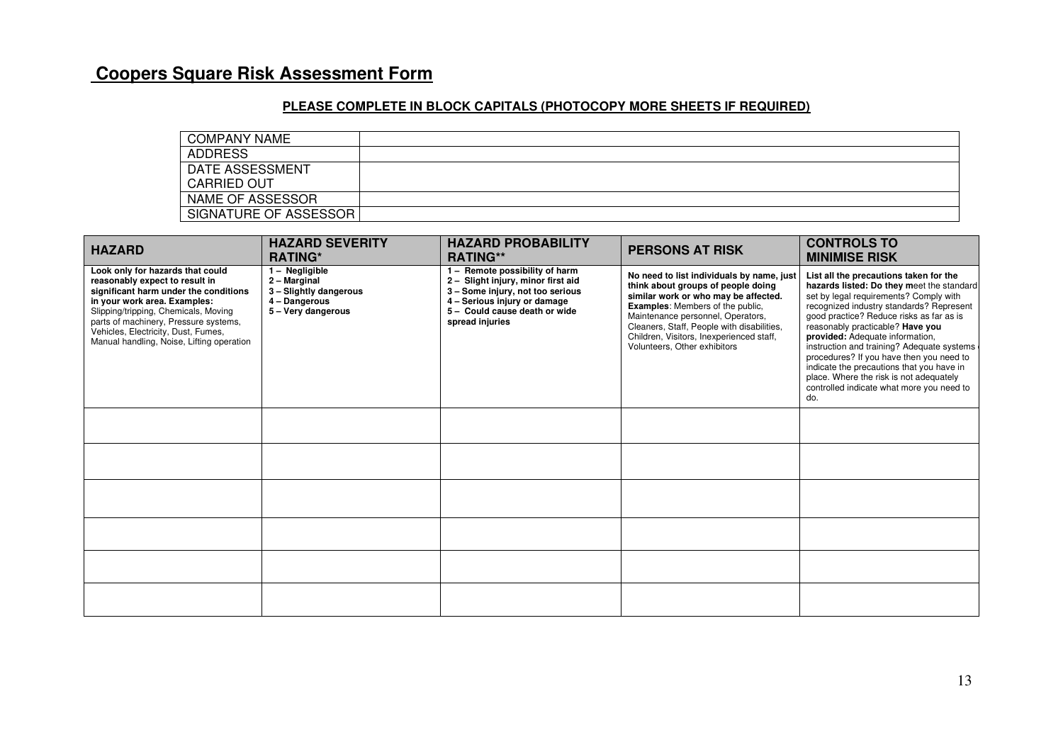# Coopers Square Risk Assessment Form

**PLEASE COMPLETE IN BLOCK CAPITALS (PHOTOCOPY MORE SHEETS IF REQUIRED)**

| | |
|---|---|
| COMPANY NAME | |
| ADDRESS | |
| DATE ASSESSMENT CARRIED OUT | |
| NAME OF ASSESSOR | |
| SIGNATURE OF ASSESSOR | |

| HAZARD | HAZARD SEVERITY RATING* | HAZARD PROBABILITY RATING** | PERSONS AT RISK | CONTROLS TO MINIMISE RISK |
|---|---|---|---|---|
| **Look only for hazards that could reasonably expect to result in significant harm under the conditions in your work area. Examples:** Slipping/tripping, Chemicals, Moving parts of machinery, Pressure systems, Vehicles, Electricity, Dust, Fumes, Manual handling, Noise, Lifting operation | **1 – Negligible**<br>**2 – Marginal**<br>**3 – Slightly dangerous**<br>**4 – Dangerous**<br>**5 – Very dangerous** | **1 – Remote possibility of harm**<br>**2 – Slight injury, minor first aid**<br>**3 – Some injury, not too serious**<br>**4 – Serious injury or damage**<br>**5 – Could cause death or wide spread injuries** | **No need to list individuals by name, just think about groups of people doing similar work or who may be affected. Examples**: Members of the public, Maintenance personnel, Operators, Cleaners, Staff, People with disabilities, Children, Visitors, Inexperienced staff, Volunteers, Other exhibitors | **List all the precautions taken for the hazards listed: Do they m**eet the standard set by legal requirements? Comply with recognized industry standards? Represent good practice? Reduce risks as far as is reasonably practicable? **Have you provided:** Adequate information, instruction and training? Adequate systems procedures? If you have then you need to indicate the precautions that you have in place. Where the risk is not adequately controlled indicate what more you need to do. |
| | | | | |
| | | | | |
| | | | | |
| | | | | |
| | | | | |
| | | | | |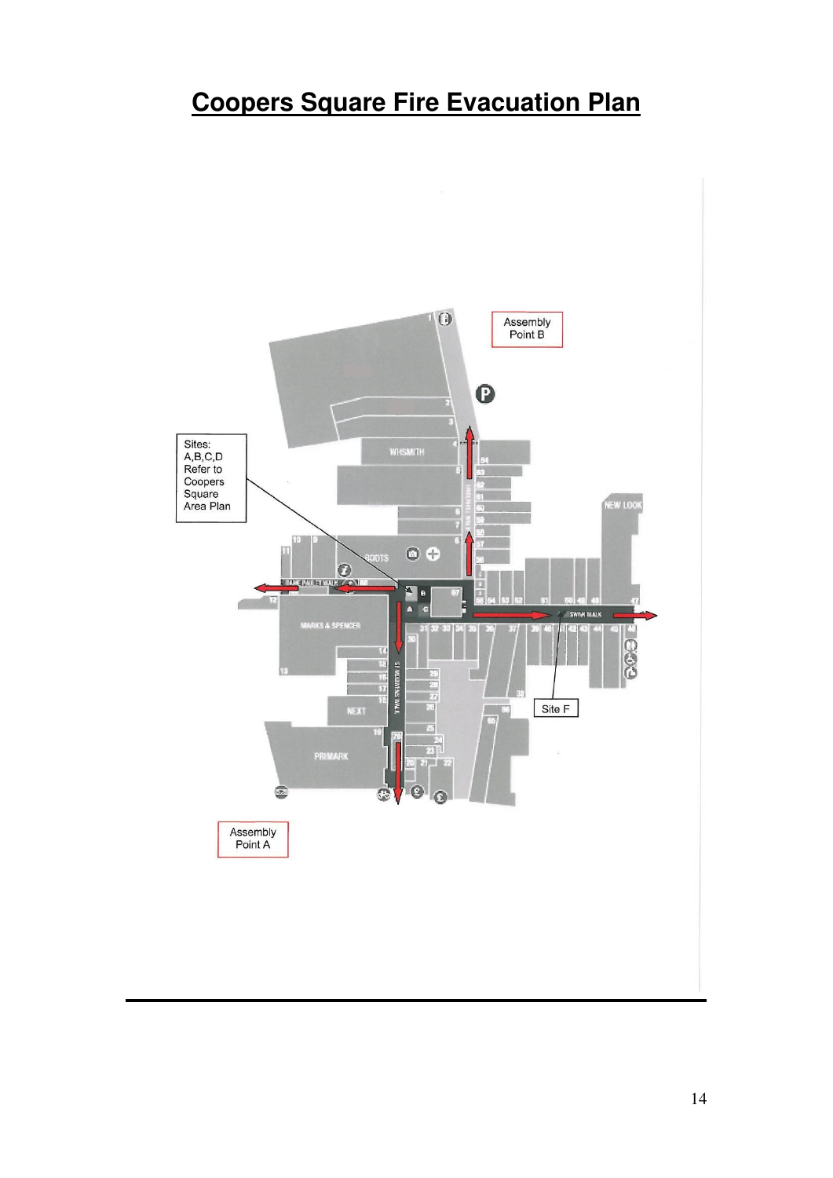# Coopers Square Fire Evacuation Plan

Assembly Point B

Sites: A,B,C,D Refer to Coopers Square Area Plan

Site F

Assembly Point A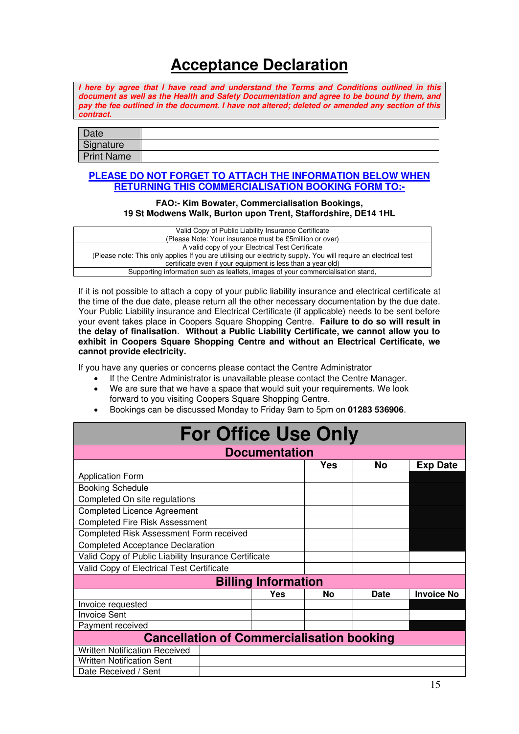# Acceptance Declaration

***I here by agree that I have read and understand the Terms and Conditions outlined in this document as well as the Health and Safety Documentation and agree to be bound by them, and pay the fee outlined in the document. I have not altered; deleted or amended any section of this contract.***

| Date | |
|---|---|
| Signature | |
| Print Name | |

**PLEASE DO NOT FORGET TO ATTACH THE INFORMATION BELOW WHEN RETURNING THIS COMMERCIALISATION BOOKING FORM TO:-**

**FAO:- Kim Bowater, Commercialisation Bookings,**
**19 St Modwens Walk, Burton upon Trent, Staffordshire, DE14 1HL**

| Valid Copy of Public Liability Insurance Certificate (Please Note: Your insurance must be £5million or over) |
|---|
| A valid copy of your Electrical Test Certificate (Please note: This only applies If you are utilising our electricity supply. You will require an electrical test certificate even if your equipment is less than a year old) |
| Supporting information such as leaflets, images of your commercialisation stand, |

If it is not possible to attach a copy of your public liability insurance and electrical certificate at the time of the due date, please return all the other necessary documentation by the due date. Your Public Liability insurance and Electrical Certificate (if applicable) needs to be sent before your event takes place in Coopers Square Shopping Centre. **Failure to do so will result in the delay of finalisation**. **Without a Public Liability Certificate, we cannot allow you to exhibit in Coopers Square Shopping Centre and without an Electrical Certificate, we cannot provide electricity.**

If you have any queries or concerns please contact the Centre Administrator

- If the Centre Administrator is unavailable please contact the Centre Manager.
- We are sure that we have a space that would suit your requirements. We look forward to you visiting Coopers Square Shopping Centre.
- Bookings can be discussed Monday to Friday 9am to 5pm on **01283 536906**.

## For Office Use Only

### Documentation

| | Yes | No | Exp Date |
|---|---|---|---|
| Application Form | | | |
| Booking Schedule | | | |
| Completed On site regulations | | | |
| Completed Licence Agreement | | | |
| Completed Fire Risk Assessment | | | |
| Completed Risk Assessment Form received | | | |
| Completed Acceptance Declaration | | | |
| Valid Copy of Public Liability Insurance Certificate | | | |
| Valid Copy of Electrical Test Certificate | | | |

### Billing Information

| | Yes | No | Date | Invoice No |
|---|---|---|---|---|
| Invoice requested | | | | |
| Invoice Sent | | | | |
| Payment received | | | | |

### Cancellation of Commercialisation booking

| Written Notification Received | |
|---|---|
| Written Notification Sent | |
| Date Received / Sent | |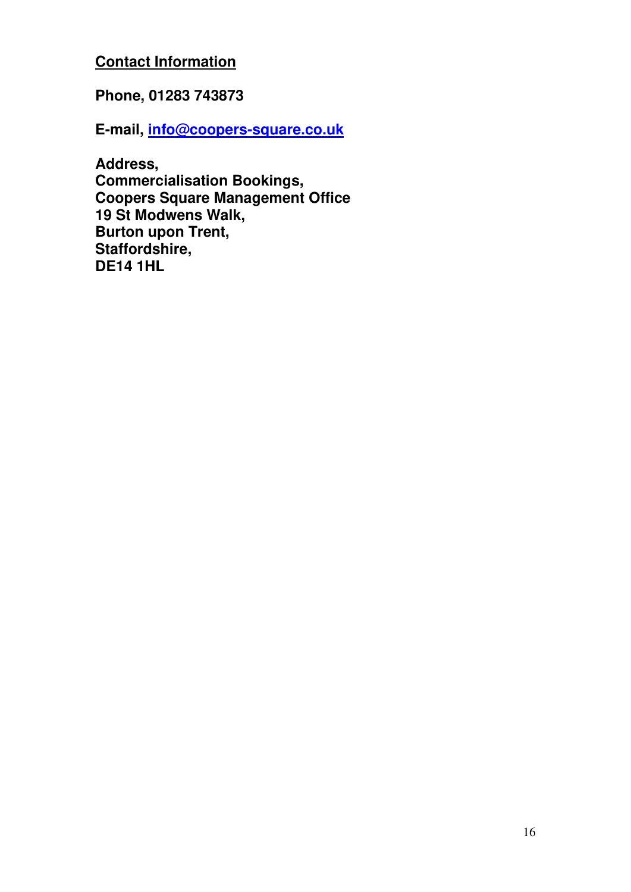## Contact Information

**Phone, 01283 743873**

**E-mail, info@coopers-square.co.uk**

**Address,**
**Commercialisation Bookings,**
**Coopers Square Management Office**
**19 St Modwens Walk,**
**Burton upon Trent,**
**Staffordshire,**
**DE14 1HL**